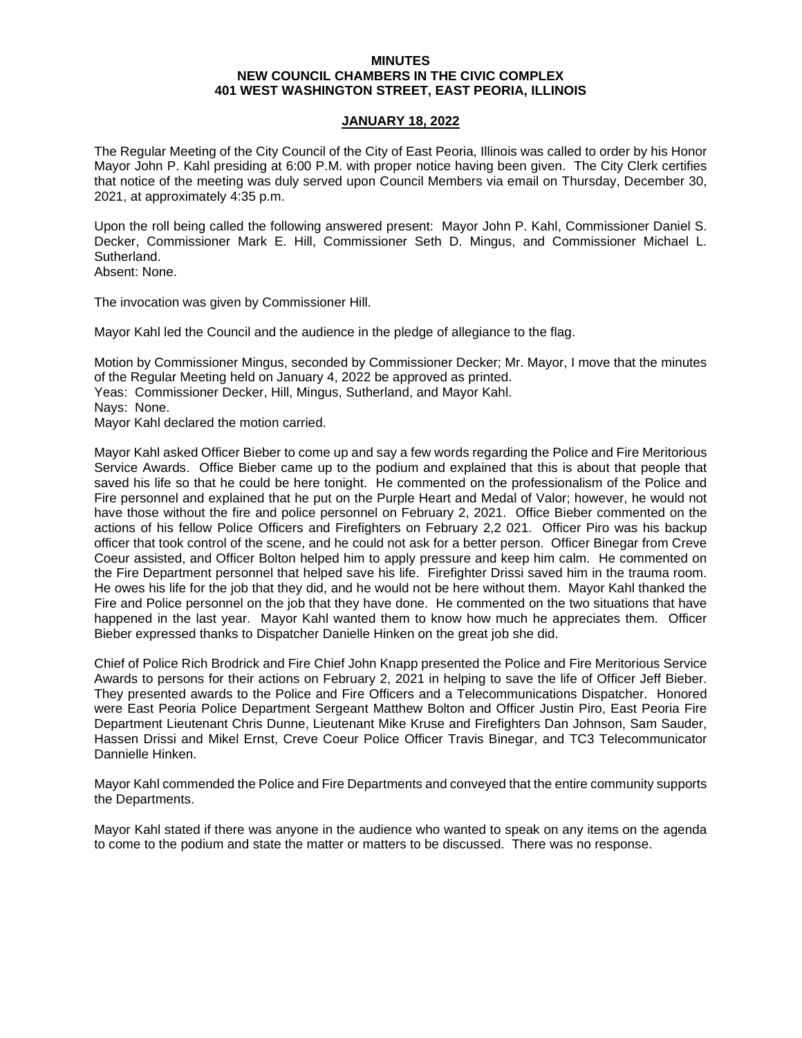**MINUTES**
**NEW COUNCIL CHAMBERS IN THE CIVIC COMPLEX**
**401 WEST WASHINGTON STREET, EAST PEORIA, ILLINOIS**

**JANUARY 18, 2022**

The Regular Meeting of the City Council of the City of East Peoria, Illinois was called to order by his Honor Mayor John P. Kahl presiding at 6:00 P.M. with proper notice having been given. The City Clerk certifies that notice of the meeting was duly served upon Council Members via email on Thursday, December 30, 2021, at approximately 4:35 p.m.

Upon the roll being called the following answered present: Mayor John P. Kahl, Commissioner Daniel S. Decker, Commissioner Mark E. Hill, Commissioner Seth D. Mingus, and Commissioner Michael L. Sutherland.
Absent: None.

The invocation was given by Commissioner Hill.

Mayor Kahl led the Council and the audience in the pledge of allegiance to the flag.

Motion by Commissioner Mingus, seconded by Commissioner Decker; Mr. Mayor, I move that the minutes of the Regular Meeting held on January 4, 2022 be approved as printed.
Yeas: Commissioner Decker, Hill, Mingus, Sutherland, and Mayor Kahl.
Nays: None.
Mayor Kahl declared the motion carried.

Mayor Kahl asked Officer Bieber to come up and say a few words regarding the Police and Fire Meritorious Service Awards. Office Bieber came up to the podium and explained that this is about that people that saved his life so that he could be here tonight. He commented on the professionalism of the Police and Fire personnel and explained that he put on the Purple Heart and Medal of Valor; however, he would not have those without the fire and police personnel on February 2, 2021. Office Bieber commented on the actions of his fellow Police Officers and Firefighters on February 2,2 021. Officer Piro was his backup officer that took control of the scene, and he could not ask for a better person. Officer Binegar from Creve Coeur assisted, and Officer Bolton helped him to apply pressure and keep him calm. He commented on the Fire Department personnel that helped save his life. Firefighter Drissi saved him in the trauma room. He owes his life for the job that they did, and he would not be here without them. Mayor Kahl thanked the Fire and Police personnel on the job that they have done. He commented on the two situations that have happened in the last year. Mayor Kahl wanted them to know how much he appreciates them. Officer Bieber expressed thanks to Dispatcher Danielle Hinken on the great job she did.

Chief of Police Rich Brodrick and Fire Chief John Knapp presented the Police and Fire Meritorious Service Awards to persons for their actions on February 2, 2021 in helping to save the life of Officer Jeff Bieber. They presented awards to the Police and Fire Officers and a Telecommunications Dispatcher. Honored were East Peoria Police Department Sergeant Matthew Bolton and Officer Justin Piro, East Peoria Fire Department Lieutenant Chris Dunne, Lieutenant Mike Kruse and Firefighters Dan Johnson, Sam Sauder, Hassen Drissi and Mikel Ernst, Creve Coeur Police Officer Travis Binegar, and TC3 Telecommunicator Dannielle Hinken.

Mayor Kahl commended the Police and Fire Departments and conveyed that the entire community supports the Departments.

Mayor Kahl stated if there was anyone in the audience who wanted to speak on any items on the agenda to come to the podium and state the matter or matters to be discussed. There was no response.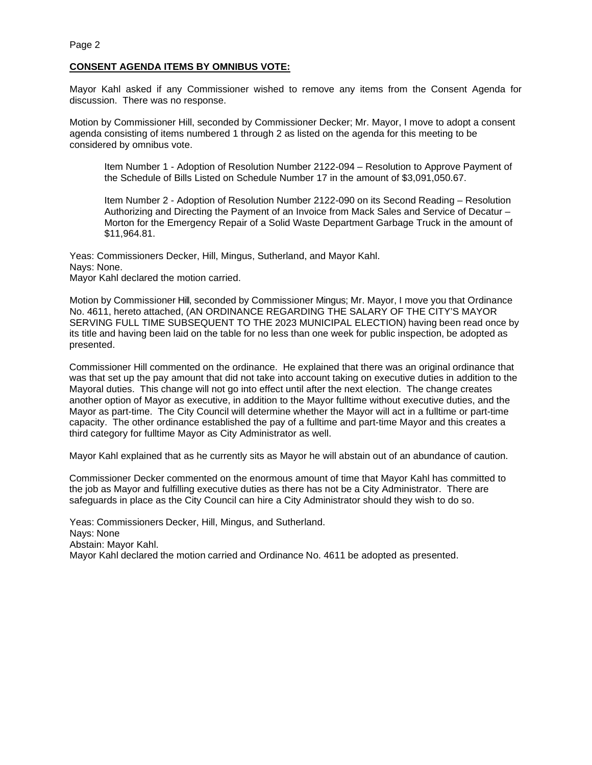## CONSENT AGENDA ITEMS BY OMNIBUS VOTE:

Mayor Kahl asked if any Commissioner wished to remove any items from the Consent Agenda for discussion. There was no response.

Motion by Commissioner Hill, seconded by Commissioner Decker; Mr. Mayor, I move to adopt a consent agenda consisting of items numbered 1 through 2 as listed on the agenda for this meeting to be considered by omnibus vote.

> Item Number 1 - Adoption of Resolution Number 2122-094 – Resolution to Approve Payment of the Schedule of Bills Listed on Schedule Number 17 in the amount of $3,091,050.67.
>
> Item Number 2 - Adoption of Resolution Number 2122-090 on its Second Reading – Resolution Authorizing and Directing the Payment of an Invoice from Mack Sales and Service of Decatur – Morton for the Emergency Repair of a Solid Waste Department Garbage Truck in the amount of $11,964.81.

Yeas: Commissioners Decker, Hill, Mingus, Sutherland, and Mayor Kahl.
Nays: None.
Mayor Kahl declared the motion carried.

Motion by Commissioner Hill, seconded by Commissioner Mingus; Mr. Mayor, I move you that Ordinance No. 4611, hereto attached, (AN ORDINANCE REGARDING THE SALARY OF THE CITY'S MAYOR SERVING FULL TIME SUBSEQUENT TO THE 2023 MUNICIPAL ELECTION) having been read once by its title and having been laid on the table for no less than one week for public inspection, be adopted as presented.

Commissioner Hill commented on the ordinance. He explained that there was an original ordinance that was that set up the pay amount that did not take into account taking on executive duties in addition to the Mayoral duties. This change will not go into effect until after the next election. The change creates another option of Mayor as executive, in addition to the Mayor fulltime without executive duties, and the Mayor as part-time. The City Council will determine whether the Mayor will act in a fulltime or part-time capacity. The other ordinance established the pay of a fulltime and part-time Mayor and this creates a third category for fulltime Mayor as City Administrator as well.

Mayor Kahl explained that as he currently sits as Mayor he will abstain out of an abundance of caution.

Commissioner Decker commented on the enormous amount of time that Mayor Kahl has committed to the job as Mayor and fulfilling executive duties as there has not be a City Administrator. There are safeguards in place as the City Council can hire a City Administrator should they wish to do so.

Yeas: Commissioners Decker, Hill, Mingus, and Sutherland.
Nays: None
Abstain: Mayor Kahl.
Mayor Kahl declared the motion carried and Ordinance No. 4611 be adopted as presented.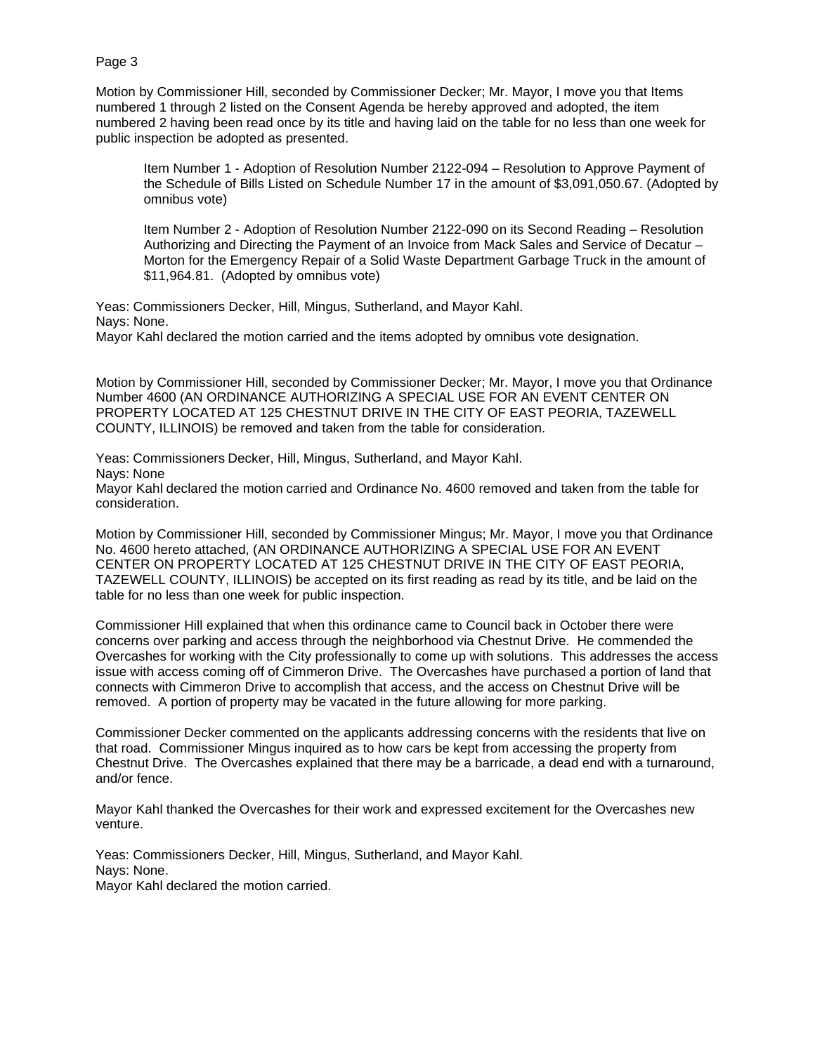Motion by Commissioner Hill, seconded by Commissioner Decker; Mr. Mayor, I move you that Items numbered 1 through 2 listed on the Consent Agenda be hereby approved and adopted, the item numbered 2 having been read once by its title and having laid on the table for no less than one week for public inspection be adopted as presented.

> Item Number 1 - Adoption of Resolution Number 2122-094 – Resolution to Approve Payment of the Schedule of Bills Listed on Schedule Number 17 in the amount of $3,091,050.67. (Adopted by omnibus vote)
>
> Item Number 2 - Adoption of Resolution Number 2122-090 on its Second Reading – Resolution Authorizing and Directing the Payment of an Invoice from Mack Sales and Service of Decatur – Morton for the Emergency Repair of a Solid Waste Department Garbage Truck in the amount of $11,964.81. (Adopted by omnibus vote)

Yeas: Commissioners Decker, Hill, Mingus, Sutherland, and Mayor Kahl.
Nays: None.
Mayor Kahl declared the motion carried and the items adopted by omnibus vote designation.

Motion by Commissioner Hill, seconded by Commissioner Decker; Mr. Mayor, I move you that Ordinance Number 4600 (AN ORDINANCE AUTHORIZING A SPECIAL USE FOR AN EVENT CENTER ON PROPERTY LOCATED AT 125 CHESTNUT DRIVE IN THE CITY OF EAST PEORIA, TAZEWELL COUNTY, ILLINOIS) be removed and taken from the table for consideration.

Yeas: Commissioners Decker, Hill, Mingus, Sutherland, and Mayor Kahl.
Nays: None
Mayor Kahl declared the motion carried and Ordinance No. 4600 removed and taken from the table for consideration.

Motion by Commissioner Hill, seconded by Commissioner Mingus; Mr. Mayor, I move you that Ordinance No. 4600 hereto attached, (AN ORDINANCE AUTHORIZING A SPECIAL USE FOR AN EVENT CENTER ON PROPERTY LOCATED AT 125 CHESTNUT DRIVE IN THE CITY OF EAST PEORIA, TAZEWELL COUNTY, ILLINOIS) be accepted on its first reading as read by its title, and be laid on the table for no less than one week for public inspection.

Commissioner Hill explained that when this ordinance came to Council back in October there were concerns over parking and access through the neighborhood via Chestnut Drive. He commended the Overcashes for working with the City professionally to come up with solutions. This addresses the access issue with access coming off of Cimmeron Drive. The Overcashes have purchased a portion of land that connects with Cimmeron Drive to accomplish that access, and the access on Chestnut Drive will be removed. A portion of property may be vacated in the future allowing for more parking.

Commissioner Decker commented on the applicants addressing concerns with the residents that live on that road. Commissioner Mingus inquired as to how cars be kept from accessing the property from Chestnut Drive. The Overcashes explained that there may be a barricade, a dead end with a turnaround, and/or fence.

Mayor Kahl thanked the Overcashes for their work and expressed excitement for the Overcashes new venture.

Yeas: Commissioners Decker, Hill, Mingus, Sutherland, and Mayor Kahl.
Nays: None.
Mayor Kahl declared the motion carried.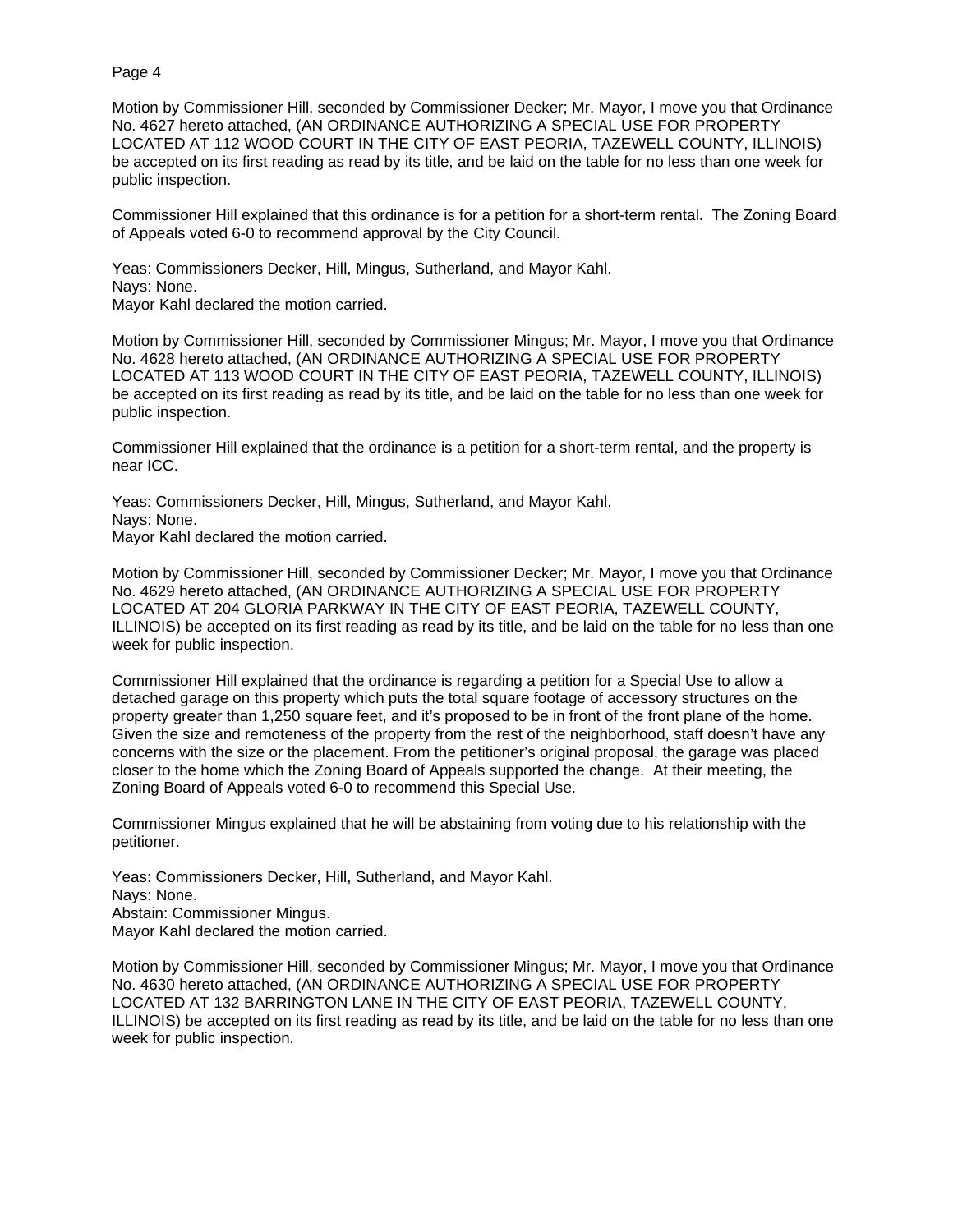Motion by Commissioner Hill, seconded by Commissioner Decker; Mr. Mayor, I move you that Ordinance No. 4627 hereto attached, (AN ORDINANCE AUTHORIZING A SPECIAL USE FOR PROPERTY LOCATED AT 112 WOOD COURT IN THE CITY OF EAST PEORIA, TAZEWELL COUNTY, ILLINOIS) be accepted on its first reading as read by its title, and be laid on the table for no less than one week for public inspection.

Commissioner Hill explained that this ordinance is for a petition for a short-term rental. The Zoning Board of Appeals voted 6-0 to recommend approval by the City Council.

Yeas: Commissioners Decker, Hill, Mingus, Sutherland, and Mayor Kahl.
Nays: None.
Mayor Kahl declared the motion carried.

Motion by Commissioner Hill, seconded by Commissioner Mingus; Mr. Mayor, I move you that Ordinance No. 4628 hereto attached, (AN ORDINANCE AUTHORIZING A SPECIAL USE FOR PROPERTY LOCATED AT 113 WOOD COURT IN THE CITY OF EAST PEORIA, TAZEWELL COUNTY, ILLINOIS) be accepted on its first reading as read by its title, and be laid on the table for no less than one week for public inspection.

Commissioner Hill explained that the ordinance is a petition for a short-term rental, and the property is near ICC.

Yeas: Commissioners Decker, Hill, Mingus, Sutherland, and Mayor Kahl.
Nays: None.
Mayor Kahl declared the motion carried.

Motion by Commissioner Hill, seconded by Commissioner Decker; Mr. Mayor, I move you that Ordinance No. 4629 hereto attached, (AN ORDINANCE AUTHORIZING A SPECIAL USE FOR PROPERTY LOCATED AT 204 GLORIA PARKWAY IN THE CITY OF EAST PEORIA, TAZEWELL COUNTY, ILLINOIS) be accepted on its first reading as read by its title, and be laid on the table for no less than one week for public inspection.

Commissioner Hill explained that the ordinance is regarding a petition for a Special Use to allow a detached garage on this property which puts the total square footage of accessory structures on the property greater than 1,250 square feet, and it's proposed to be in front of the front plane of the home. Given the size and remoteness of the property from the rest of the neighborhood, staff doesn't have any concerns with the size or the placement. From the petitioner's original proposal, the garage was placed closer to the home which the Zoning Board of Appeals supported the change. At their meeting, the Zoning Board of Appeals voted 6-0 to recommend this Special Use.

Commissioner Mingus explained that he will be abstaining from voting due to his relationship with the petitioner.

Yeas: Commissioners Decker, Hill, Sutherland, and Mayor Kahl.
Nays: None.
Abstain: Commissioner Mingus.
Mayor Kahl declared the motion carried.

Motion by Commissioner Hill, seconded by Commissioner Mingus; Mr. Mayor, I move you that Ordinance No. 4630 hereto attached, (AN ORDINANCE AUTHORIZING A SPECIAL USE FOR PROPERTY LOCATED AT 132 BARRINGTON LANE IN THE CITY OF EAST PEORIA, TAZEWELL COUNTY, ILLINOIS) be accepted on its first reading as read by its title, and be laid on the table for no less than one week for public inspection.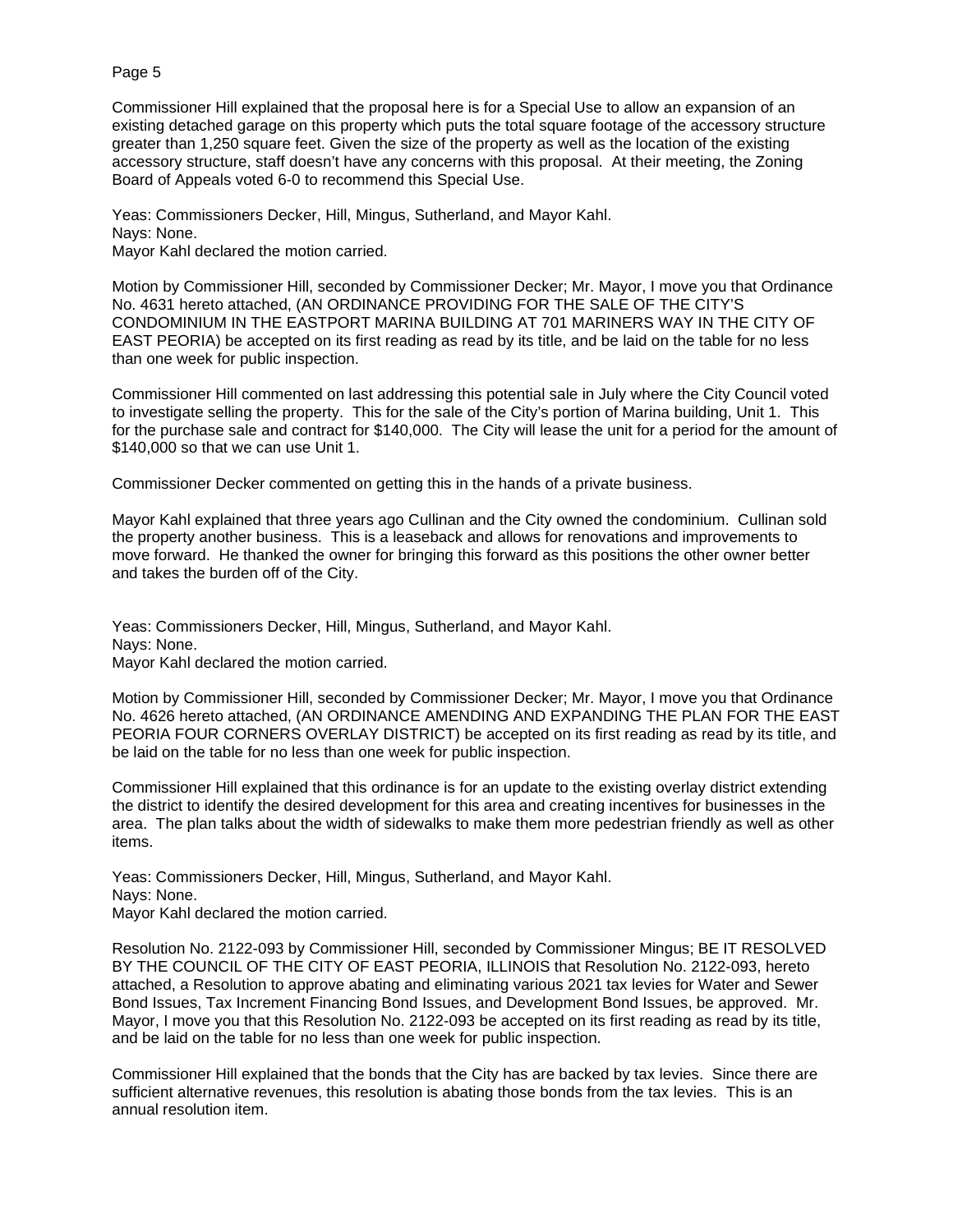Commissioner Hill explained that the proposal here is for a Special Use to allow an expansion of an existing detached garage on this property which puts the total square footage of the accessory structure greater than 1,250 square feet. Given the size of the property as well as the location of the existing accessory structure, staff doesn't have any concerns with this proposal. At their meeting, the Zoning Board of Appeals voted 6-0 to recommend this Special Use.

Yeas: Commissioners Decker, Hill, Mingus, Sutherland, and Mayor Kahl.
Nays: None.
Mayor Kahl declared the motion carried.

Motion by Commissioner Hill, seconded by Commissioner Decker; Mr. Mayor, I move you that Ordinance No. 4631 hereto attached, (AN ORDINANCE PROVIDING FOR THE SALE OF THE CITY'S CONDOMINIUM IN THE EASTPORT MARINA BUILDING AT 701 MARINERS WAY IN THE CITY OF EAST PEORIA) be accepted on its first reading as read by its title, and be laid on the table for no less than one week for public inspection.

Commissioner Hill commented on last addressing this potential sale in July where the City Council voted to investigate selling the property. This for the sale of the City's portion of Marina building, Unit 1. This for the purchase sale and contract for $140,000. The City will lease the unit for a period for the amount of $140,000 so that we can use Unit 1.

Commissioner Decker commented on getting this in the hands of a private business.

Mayor Kahl explained that three years ago Cullinan and the City owned the condominium. Cullinan sold the property another business. This is a leaseback and allows for renovations and improvements to move forward. He thanked the owner for bringing this forward as this positions the other owner better and takes the burden off of the City.

Yeas: Commissioners Decker, Hill, Mingus, Sutherland, and Mayor Kahl.
Nays: None.
Mayor Kahl declared the motion carried.

Motion by Commissioner Hill, seconded by Commissioner Decker; Mr. Mayor, I move you that Ordinance No. 4626 hereto attached, (AN ORDINANCE AMENDING AND EXPANDING THE PLAN FOR THE EAST PEORIA FOUR CORNERS OVERLAY DISTRICT) be accepted on its first reading as read by its title, and be laid on the table for no less than one week for public inspection.

Commissioner Hill explained that this ordinance is for an update to the existing overlay district extending the district to identify the desired development for this area and creating incentives for businesses in the area. The plan talks about the width of sidewalks to make them more pedestrian friendly as well as other items.

Yeas: Commissioners Decker, Hill, Mingus, Sutherland, and Mayor Kahl.
Nays: None.
Mayor Kahl declared the motion carried.

Resolution No. 2122-093 by Commissioner Hill, seconded by Commissioner Mingus; BE IT RESOLVED BY THE COUNCIL OF THE CITY OF EAST PEORIA, ILLINOIS that Resolution No. 2122-093, hereto attached, a Resolution to approve abating and eliminating various 2021 tax levies for Water and Sewer Bond Issues, Tax Increment Financing Bond Issues, and Development Bond Issues, be approved. Mr. Mayor, I move you that this Resolution No. 2122-093 be accepted on its first reading as read by its title, and be laid on the table for no less than one week for public inspection.

Commissioner Hill explained that the bonds that the City has are backed by tax levies. Since there are sufficient alternative revenues, this resolution is abating those bonds from the tax levies. This is an annual resolution item.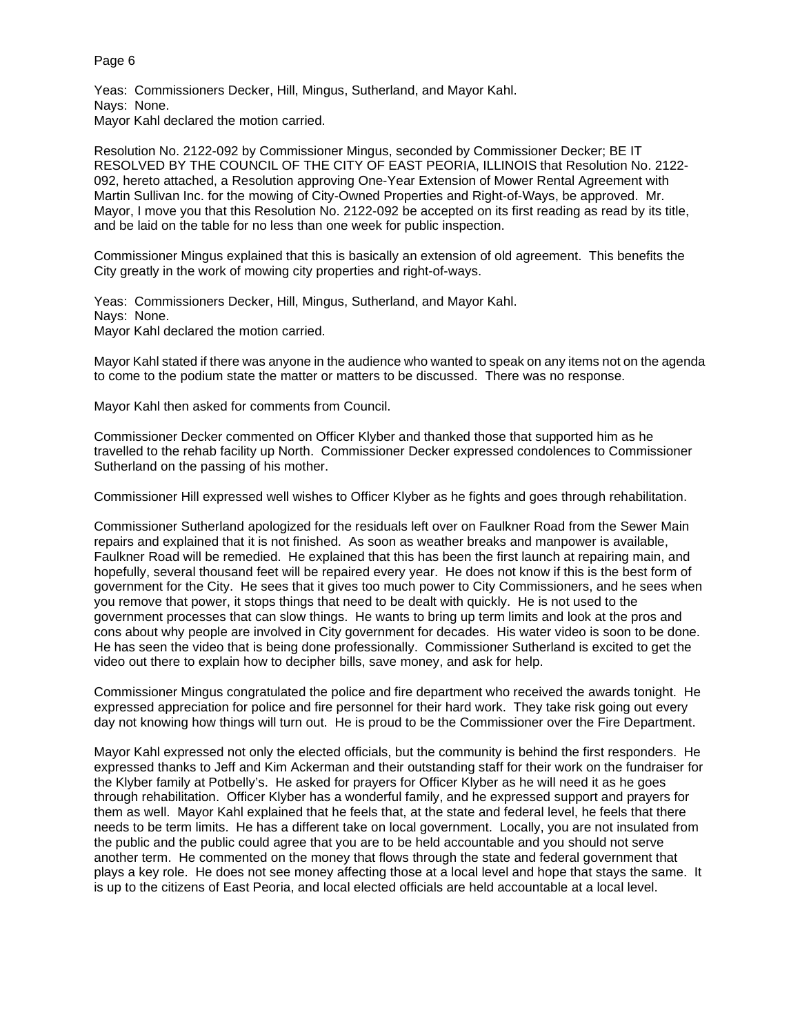Yeas: Commissioners Decker, Hill, Mingus, Sutherland, and Mayor Kahl.
Nays: None.
Mayor Kahl declared the motion carried.

Resolution No. 2122-092 by Commissioner Mingus, seconded by Commissioner Decker; BE IT RESOLVED BY THE COUNCIL OF THE CITY OF EAST PEORIA, ILLINOIS that Resolution No. 2122-092, hereto attached, a Resolution approving One-Year Extension of Mower Rental Agreement with Martin Sullivan Inc. for the mowing of City-Owned Properties and Right-of-Ways, be approved. Mr. Mayor, I move you that this Resolution No. 2122-092 be accepted on its first reading as read by its title, and be laid on the table for no less than one week for public inspection.

Commissioner Mingus explained that this is basically an extension of old agreement. This benefits the City greatly in the work of mowing city properties and right-of-ways.

Yeas: Commissioners Decker, Hill, Mingus, Sutherland, and Mayor Kahl.
Nays: None.
Mayor Kahl declared the motion carried.

Mayor Kahl stated if there was anyone in the audience who wanted to speak on any items not on the agenda to come to the podium state the matter or matters to be discussed. There was no response.

Mayor Kahl then asked for comments from Council.

Commissioner Decker commented on Officer Klyber and thanked those that supported him as he travelled to the rehab facility up North. Commissioner Decker expressed condolences to Commissioner Sutherland on the passing of his mother.

Commissioner Hill expressed well wishes to Officer Klyber as he fights and goes through rehabilitation.

Commissioner Sutherland apologized for the residuals left over on Faulkner Road from the Sewer Main repairs and explained that it is not finished. As soon as weather breaks and manpower is available, Faulkner Road will be remedied. He explained that this has been the first launch at repairing main, and hopefully, several thousand feet will be repaired every year. He does not know if this is the best form of government for the City. He sees that it gives too much power to City Commissioners, and he sees when you remove that power, it stops things that need to be dealt with quickly. He is not used to the government processes that can slow things. He wants to bring up term limits and look at the pros and cons about why people are involved in City government for decades. His water video is soon to be done. He has seen the video that is being done professionally. Commissioner Sutherland is excited to get the video out there to explain how to decipher bills, save money, and ask for help.

Commissioner Mingus congratulated the police and fire department who received the awards tonight. He expressed appreciation for police and fire personnel for their hard work. They take risk going out every day not knowing how things will turn out. He is proud to be the Commissioner over the Fire Department.

Mayor Kahl expressed not only the elected officials, but the community is behind the first responders. He expressed thanks to Jeff and Kim Ackerman and their outstanding staff for their work on the fundraiser for the Klyber family at Potbelly's. He asked for prayers for Officer Klyber as he will need it as he goes through rehabilitation. Officer Klyber has a wonderful family, and he expressed support and prayers for them as well. Mayor Kahl explained that he feels that, at the state and federal level, he feels that there needs to be term limits. He has a different take on local government. Locally, you are not insulated from the public and the public could agree that you are to be held accountable and you should not serve another term. He commented on the money that flows through the state and federal government that plays a key role. He does not see money affecting those at a local level and hope that stays the same. It is up to the citizens of East Peoria, and local elected officials are held accountable at a local level.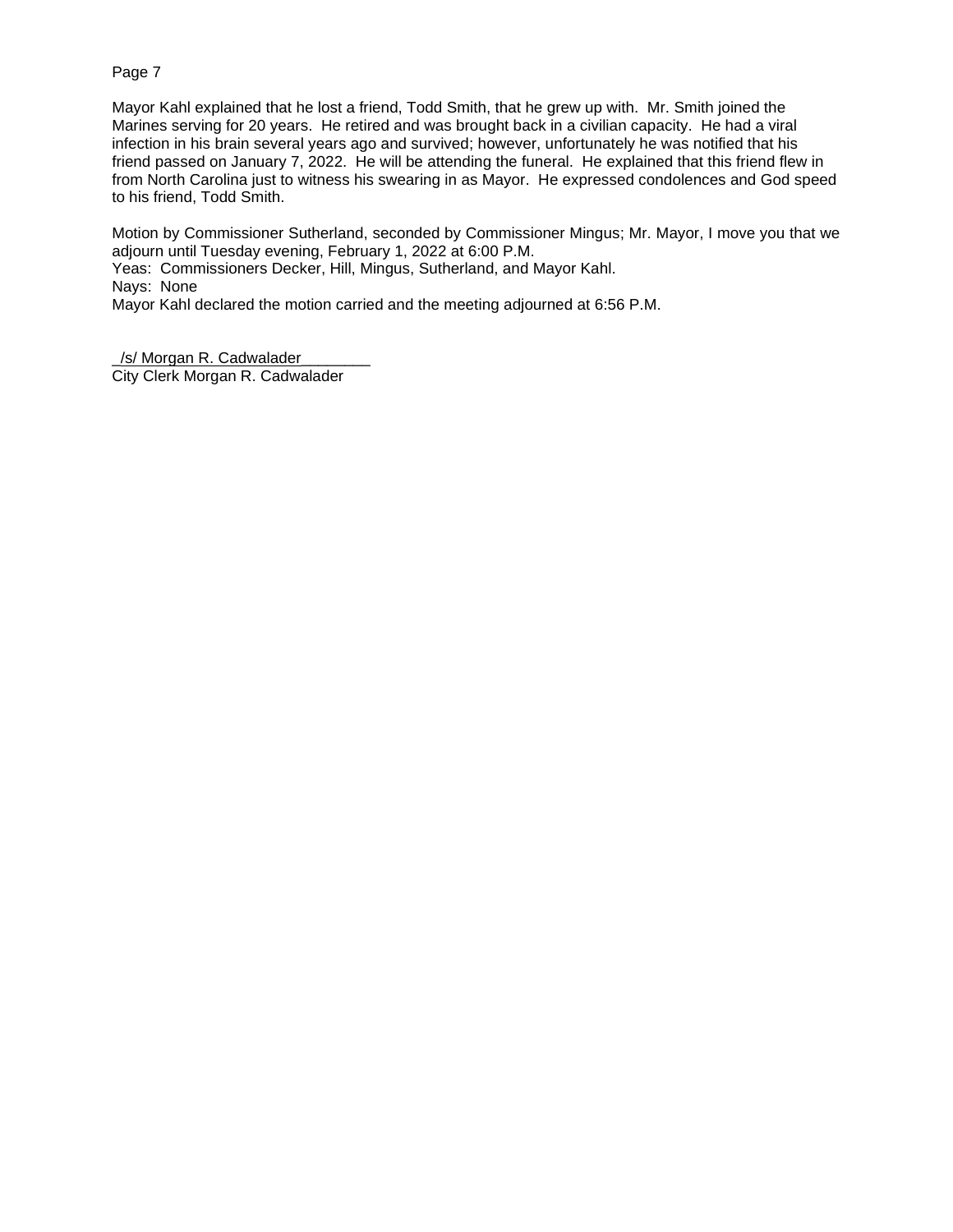Mayor Kahl explained that he lost a friend, Todd Smith, that he grew up with. Mr. Smith joined the Marines serving for 20 years. He retired and was brought back in a civilian capacity. He had a viral infection in his brain several years ago and survived; however, unfortunately he was notified that his friend passed on January 7, 2022. He will be attending the funeral. He explained that this friend flew in from North Carolina just to witness his swearing in as Mayor. He expressed condolences and God speed to his friend, Todd Smith.

Motion by Commissioner Sutherland, seconded by Commissioner Mingus; Mr. Mayor, I move you that we adjourn until Tuesday evening, February 1, 2022 at 6:00 P.M.
Yeas: Commissioners Decker, Hill, Mingus, Sutherland, and Mayor Kahl.
Nays: None
Mayor Kahl declared the motion carried and the meeting adjourned at 6:56 P.M.

_/s/ Morgan R. Cadwalader________
City Clerk Morgan R. Cadwalader